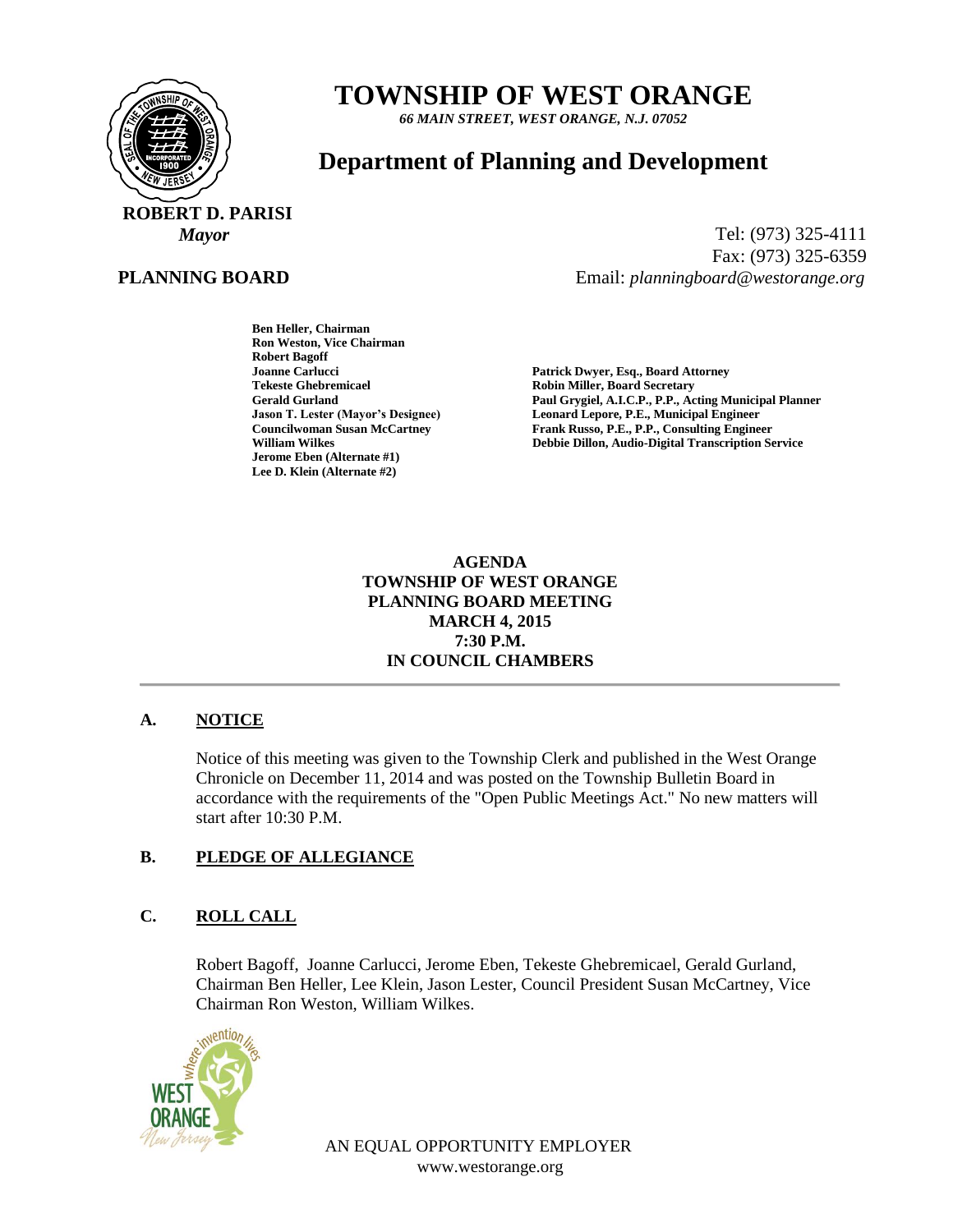# TOWNSHIP OF WEST ORANGE

*66 MAIN STREET, WEST ORANGE, N.J. 07052*

## Department of Planning and Development

**ROBERT D. PARISI**
*Mayor*

Tel: (973) 325-4111
Fax: (973) 325-6359
Email: *planningboard@westorange.org*

**PLANNING BOARD**

**Ben Heller, Chairman**
**Ron Weston, Vice Chairman**
**Robert Bagoff**
**Joanne Carlucci**
**Tekeste Ghebremicael**
**Gerald Gurland**
**Jason T. Lester (Mayor's Designee)**
**Councilwoman Susan McCartney**
**William Wilkes**
**Jerome Eben (Alternate #1)**
**Lee D. Klein (Alternate #2)**

**Patrick Dwyer, Esq., Board Attorney**
**Robin Miller, Board Secretary**
**Paul Grygiel, A.I.C.P., P.P., Acting Municipal Planner**
**Leonard Lepore, P.E., Municipal Engineer**
**Frank Russo, P.E., P.P., Consulting Engineer**
**Debbie Dillon, Audio-Digital Transcription Service**

**AGENDA**
**TOWNSHIP OF WEST ORANGE**
**PLANNING BOARD MEETING**
**MARCH 4, 2015**
**7:30 P.M.**
**IN COUNCIL CHAMBERS**

---

### A. NOTICE

Notice of this meeting was given to the Township Clerk and published in the West Orange Chronicle on December 11, 2014 and was posted on the Township Bulletin Board in accordance with the requirements of the "Open Public Meetings Act." No new matters will start after 10:30 P.M.

### B. PLEDGE OF ALLEGIANCE

### C. ROLL CALL

Robert Bagoff, Joanne Carlucci, Jerome Eben, Tekeste Ghebremicael, Gerald Gurland, Chairman Ben Heller, Lee Klein, Jason Lester, Council President Susan McCartney, Vice Chairman Ron Weston, William Wilkes.

AN EQUAL OPPORTUNITY EMPLOYER
www.westorange.org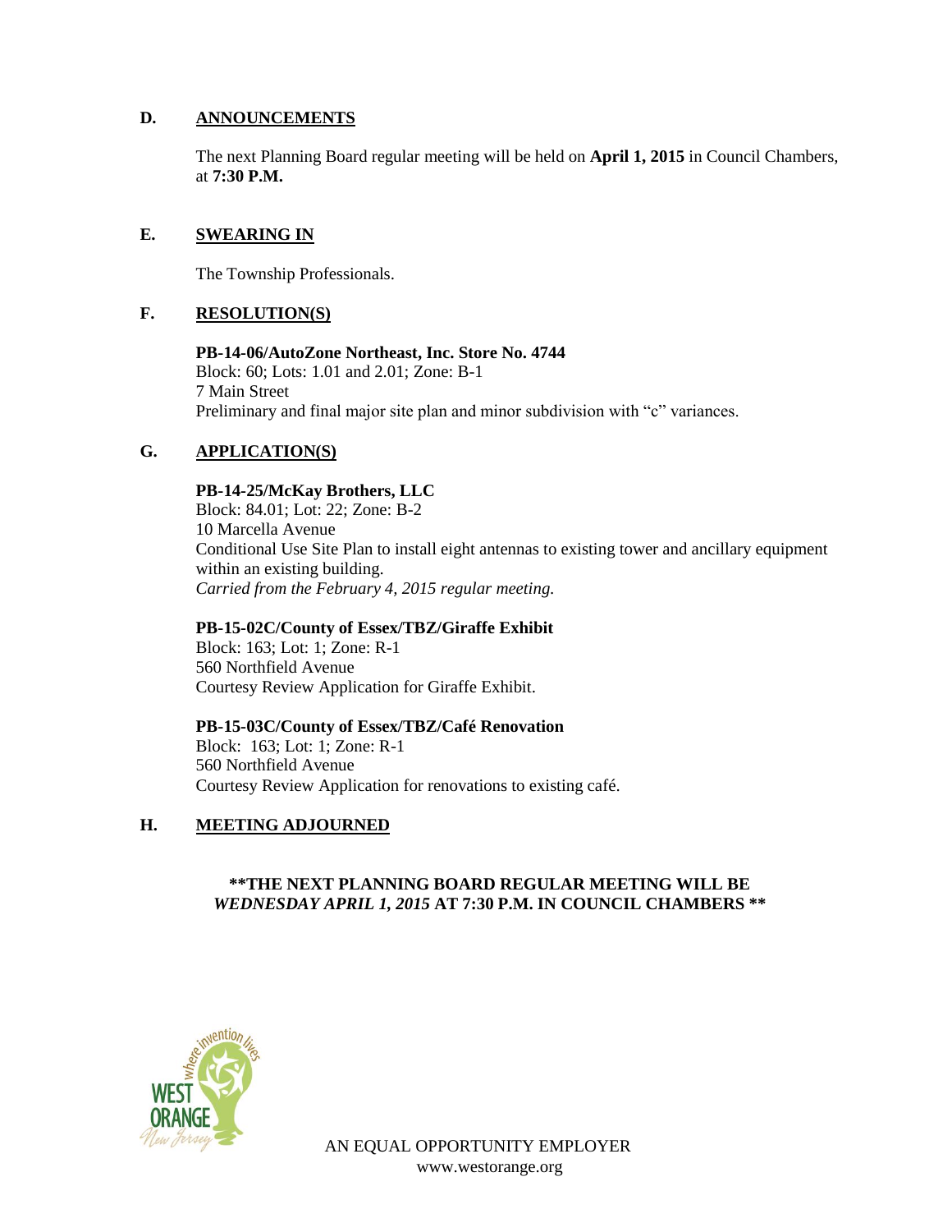## D. ANNOUNCEMENTS

The next Planning Board regular meeting will be held on **April 1, 2015** in Council Chambers, at **7:30 P.M.**

## E. SWEARING IN

The Township Professionals.

## F. RESOLUTION(S)

**PB-14-06/AutoZone Northeast, Inc. Store No. 4744**
Block: 60; Lots: 1.01 and 2.01; Zone: B-1
7 Main Street
Preliminary and final major site plan and minor subdivision with "c" variances.

## G. APPLICATION(S)

**PB-14-25/McKay Brothers, LLC**
Block: 84.01; Lot: 22; Zone: B-2
10 Marcella Avenue
Conditional Use Site Plan to install eight antennas to existing tower and ancillary equipment within an existing building.
*Carried from the February 4, 2015 regular meeting.*

**PB-15-02C/County of Essex/TBZ/Giraffe Exhibit**
Block: 163; Lot: 1; Zone: R-1
560 Northfield Avenue
Courtesy Review Application for Giraffe Exhibit.

**PB-15-03C/County of Essex/TBZ/Café Renovation**
Block: 163; Lot: 1; Zone: R-1
560 Northfield Avenue
Courtesy Review Application for renovations to existing café.

## H. MEETING ADJOURNED

**\*\*THE NEXT PLANNING BOARD REGULAR MEETING WILL BE *WEDNESDAY APRIL 1, 2015* AT 7:30 P.M. IN COUNCIL CHAMBERS \*\***

West Orange New Jersey — where invention lives

AN EQUAL OPPORTUNITY EMPLOYER
www.westorange.org